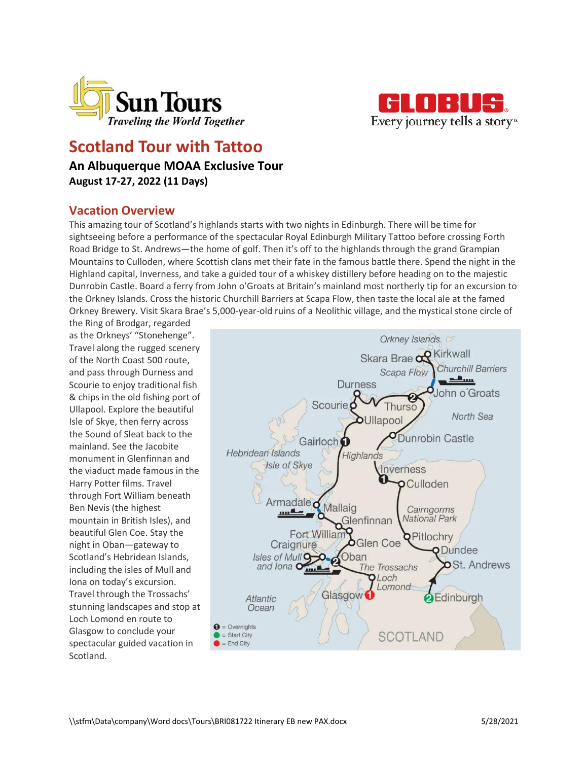Sun Tours
*Traveling the World Together*

GLOBUS
Every journey tells a story

# Scotland Tour with Tattoo

**An Albuquerque MOAA Exclusive Tour**
**August 17-27, 2022 (11 Days)**

## Vacation Overview

This amazing tour of Scotland's highlands starts with two nights in Edinburgh. There will be time for sightseeing before a performance of the spectacular Royal Edinburgh Military Tattoo before crossing Forth Road Bridge to St. Andrews—the home of golf. Then it's off to the highlands through the grand Grampian Mountains to Culloden, where Scottish clans met their fate in the famous battle there. Spend the night in the Highland capital, Inverness, and take a guided tour of a whiskey distillery before heading on to the majestic Dunrobin Castle. Board a ferry from John o'Groats at Britain's mainland most northerly tip for an excursion to the Orkney Islands. Cross the historic Churchill Barriers at Scapa Flow, then taste the local ale at the famed Orkney Brewery. Visit Skara Brae's 5,000-year-old ruins of a Neolithic village, and the mystical stone circle of the Ring of Brodgar, regarded as the Orkneys' "Stonehenge". Travel along the rugged scenery of the North Coast 500 route, and pass through Durness and Scourie to enjoy traditional fish & chips in the old fishing port of Ullapool. Explore the beautiful Isle of Skye, then ferry across the Sound of Sleat back to the mainland. See the Jacobite monument in Glenfinnan and the viaduct made famous in the Harry Potter films. Travel through Fort William beneath Ben Nevis (the highest mountain in British Isles), and beautiful Glen Coe. Stay the night in Oban—gateway to Scotland's Hebridean Islands, including the isles of Mull and Iona on today's excursion. Travel through the Trossachs' stunning landscapes and stop at Loch Lomond en route to Glasgow to conclude your spectacular guided vacation in Scotland.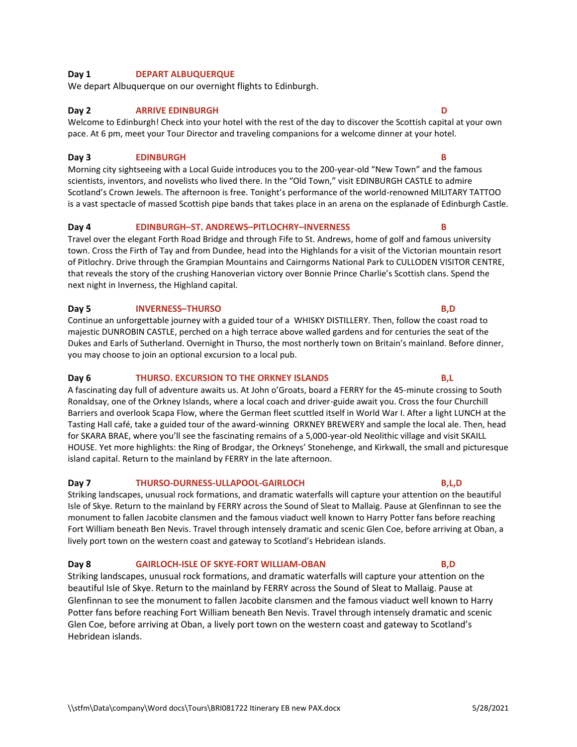**Day 1** **DEPART ALBUQUERQUE**

We depart Albuquerque on our overnight flights to Edinburgh.

**Day 2** **ARRIVE EDINBURGH** **D**

Welcome to Edinburgh! Check into your hotel with the rest of the day to discover the Scottish capital at your own pace. At 6 pm, meet your Tour Director and traveling companions for a welcome dinner at your hotel.

**Day 3** **EDINBURGH** **B**

Morning city sightseeing with a Local Guide introduces you to the 200-year-old "New Town" and the famous scientists, inventors, and novelists who lived there. In the "Old Town," visit EDINBURGH CASTLE to admire Scotland's Crown Jewels. The afternoon is free. Tonight's performance of the world-renowned MILITARY TATTOO is a vast spectacle of massed Scottish pipe bands that takes place in an arena on the esplanade of Edinburgh Castle.

**Day 4** **EDINBURGH–ST. ANDREWS–PITLOCHRY–INVERNESS** **B**

Travel over the elegant Forth Road Bridge and through Fife to St. Andrews, home of golf and famous university town. Cross the Firth of Tay and from Dundee, head into the Highlands for a visit of the Victorian mountain resort of Pitlochry. Drive through the Grampian Mountains and Cairngorms National Park to CULLODEN VISITOR CENTRE, that reveals the story of the crushing Hanoverian victory over Bonnie Prince Charlie's Scottish clans. Spend the next night in Inverness, the Highland capital.

**Day 5** **INVERNESS–THURSO** **B,D**

Continue an unforgettable journey with a guided tour of a WHISKY DISTILLERY. Then, follow the coast road to majestic DUNROBIN CASTLE, perched on a high terrace above walled gardens and for centuries the seat of the Dukes and Earls of Sutherland. Overnight in Thurso, the most northerly town on Britain's mainland. Before dinner, you may choose to join an optional excursion to a local pub.

**Day 6** **THURSO. EXCURSION TO THE ORKNEY ISLANDS** **B,L**

A fascinating day full of adventure awaits us. At John o'Groats, board a FERRY for the 45-minute crossing to South Ronaldsay, one of the Orkney Islands, where a local coach and driver-guide await you. Cross the four Churchill Barriers and overlook Scapa Flow, where the German fleet scuttled itself in World War I. After a light LUNCH at the Tasting Hall café, take a guided tour of the award-winning ORKNEY BREWERY and sample the local ale. Then, head for SKARA BRAE, where you'll see the fascinating remains of a 5,000-year-old Neolithic village and visit SKAILL HOUSE. Yet more highlights: the Ring of Brodgar, the Orkneys' Stonehenge, and Kirkwall, the small and picturesque island capital. Return to the mainland by FERRY in the late afternoon.

**Day 7** **THURSO-DURNESS-ULLAPOOL-GAIRLOCH** **B,L,D**

Striking landscapes, unusual rock formations, and dramatic waterfalls will capture your attention on the beautiful Isle of Skye. Return to the mainland by FERRY across the Sound of Sleat to Mallaig. Pause at Glenfinnan to see the monument to fallen Jacobite clansmen and the famous viaduct well known to Harry Potter fans before reaching Fort William beneath Ben Nevis. Travel through intensely dramatic and scenic Glen Coe, before arriving at Oban, a lively port town on the western coast and gateway to Scotland's Hebridean islands.

**Day 8** **GAIRLOCH-ISLE OF SKYE-FORT WILLIAM-OBAN** **B,D**

Striking landscapes, unusual rock formations, and dramatic waterfalls will capture your attention on the beautiful Isle of Skye. Return to the mainland by FERRY across the Sound of Sleat to Mallaig. Pause at Glenfinnan to see the monument to fallen Jacobite clansmen and the famous viaduct well known to Harry Potter fans before reaching Fort William beneath Ben Nevis. Travel through intensely dramatic and scenic Glen Coe, before arriving at Oban, a lively port town on the western coast and gateway to Scotland's Hebridean islands.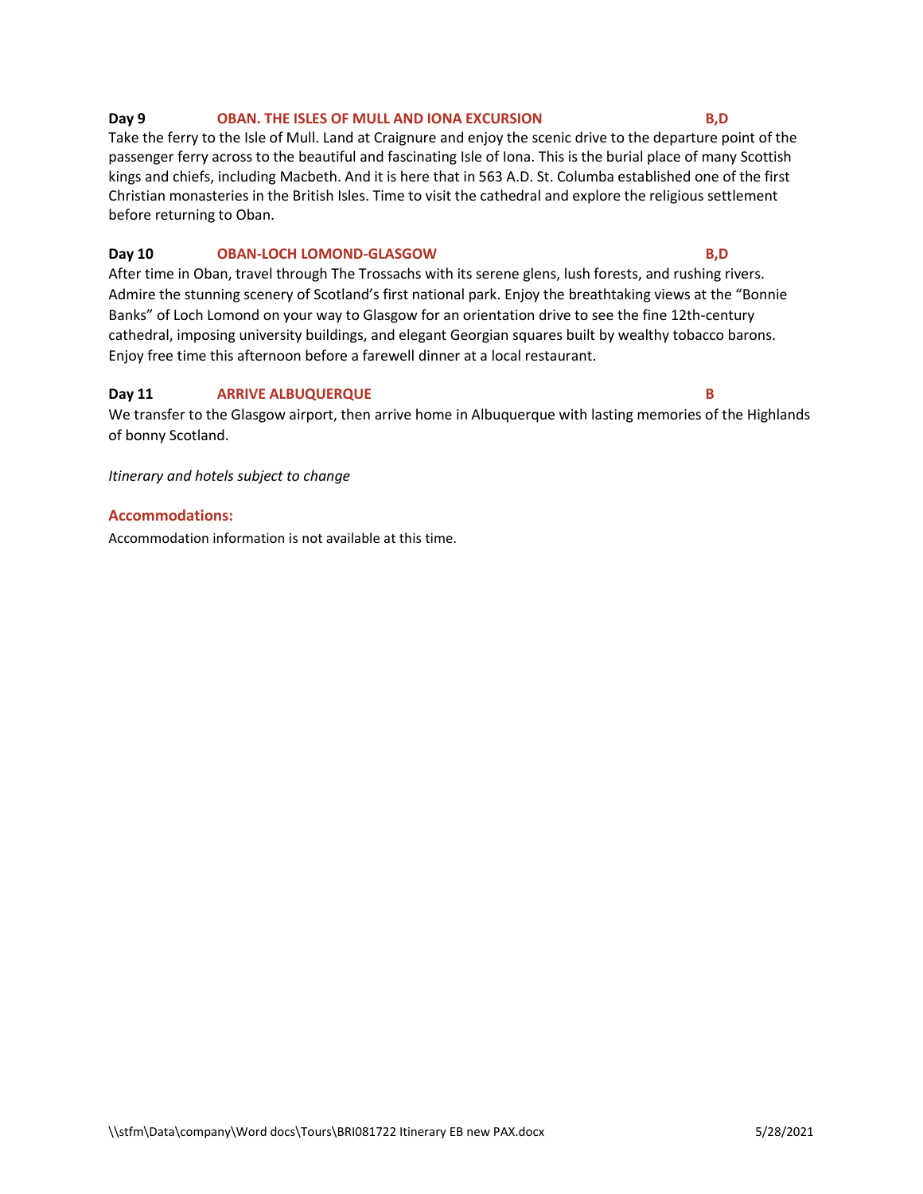**Day 9 OBAN. THE ISLES OF MULL AND IONA EXCURSION B,D**

Take the ferry to the Isle of Mull. Land at Craignure and enjoy the scenic drive to the departure point of the passenger ferry across to the beautiful and fascinating Isle of Iona. This is the burial place of many Scottish kings and chiefs, including Macbeth. And it is here that in 563 A.D. St. Columba established one of the first Christian monasteries in the British Isles. Time to visit the cathedral and explore the religious settlement before returning to Oban.

**Day 10 OBAN-LOCH LOMOND-GLASGOW B,D**

After time in Oban, travel through The Trossachs with its serene glens, lush forests, and rushing rivers. Admire the stunning scenery of Scotland's first national park. Enjoy the breathtaking views at the "Bonnie Banks" of Loch Lomond on your way to Glasgow for an orientation drive to see the fine 12th-century cathedral, imposing university buildings, and elegant Georgian squares built by wealthy tobacco barons. Enjoy free time this afternoon before a farewell dinner at a local restaurant.

**Day 11 ARRIVE ALBUQUERQUE B**

We transfer to the Glasgow airport, then arrive home in Albuquerque with lasting memories of the Highlands of bonny Scotland.

*Itinerary and hotels subject to change*

**Accommodations:**

Accommodation information is not available at this time.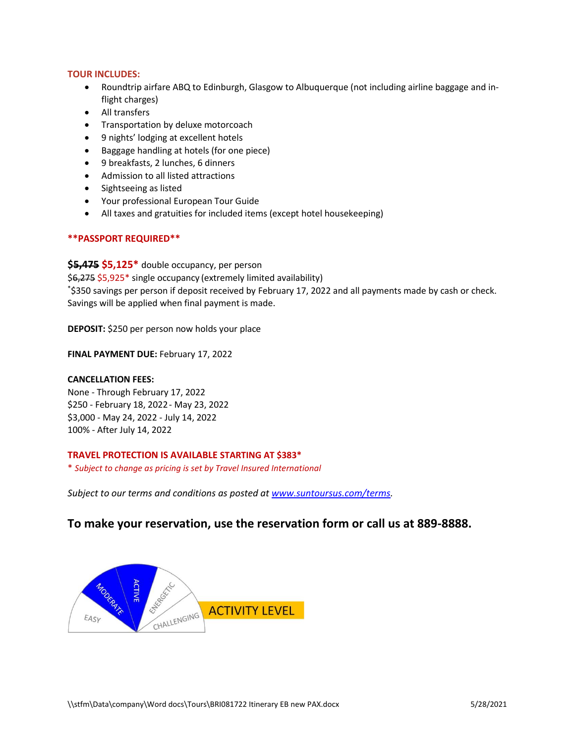**TOUR INCLUDES:**

- Roundtrip airfare ABQ to Edinburgh, Glasgow to Albuquerque (not including airline baggage and in-flight charges)
- All transfers
- Transportation by deluxe motorcoach
- 9 nights' lodging at excellent hotels
- Baggage handling at hotels (for one piece)
- 9 breakfasts, 2 lunches, 6 dinners
- Admission to all listed attractions
- Sightseeing as listed
- Your professional European Tour Guide
- All taxes and gratuities for included items (except hotel housekeeping)

**\*\*PASSPORT REQUIRED\*\***

**~~$5,475~~ $5,125\*** double occupancy, per person
~~$6,275~~ $5,925\* single occupancy (extremely limited availability)
\*$350 savings per person if deposit received by February 17, 2022 and all payments made by cash or check. Savings will be applied when final payment is made.

**DEPOSIT:** $250 per person now holds your place

**FINAL PAYMENT DUE:** February 17, 2022

**CANCELLATION FEES:**
None - Through February 17, 2022
$250 - February 18, 2022 - May 23, 2022
$3,000 - May 24, 2022 - July 14, 2022
100% - After July 14, 2022

**TRAVEL PROTECTION IS AVAILABLE STARTING AT $383\***
*\* Subject to change as pricing is set by Travel Insured International*

*Subject to our terms and conditions as posted at [www.suntoursus.com/terms](http://www.suntoursus.com/terms).*

## To make your reservation, use the reservation form or call us at 889-8888.

EASY | MODERATE | ACTIVE | ENERGETIC | CHALLENGING — ACTIVITY LEVEL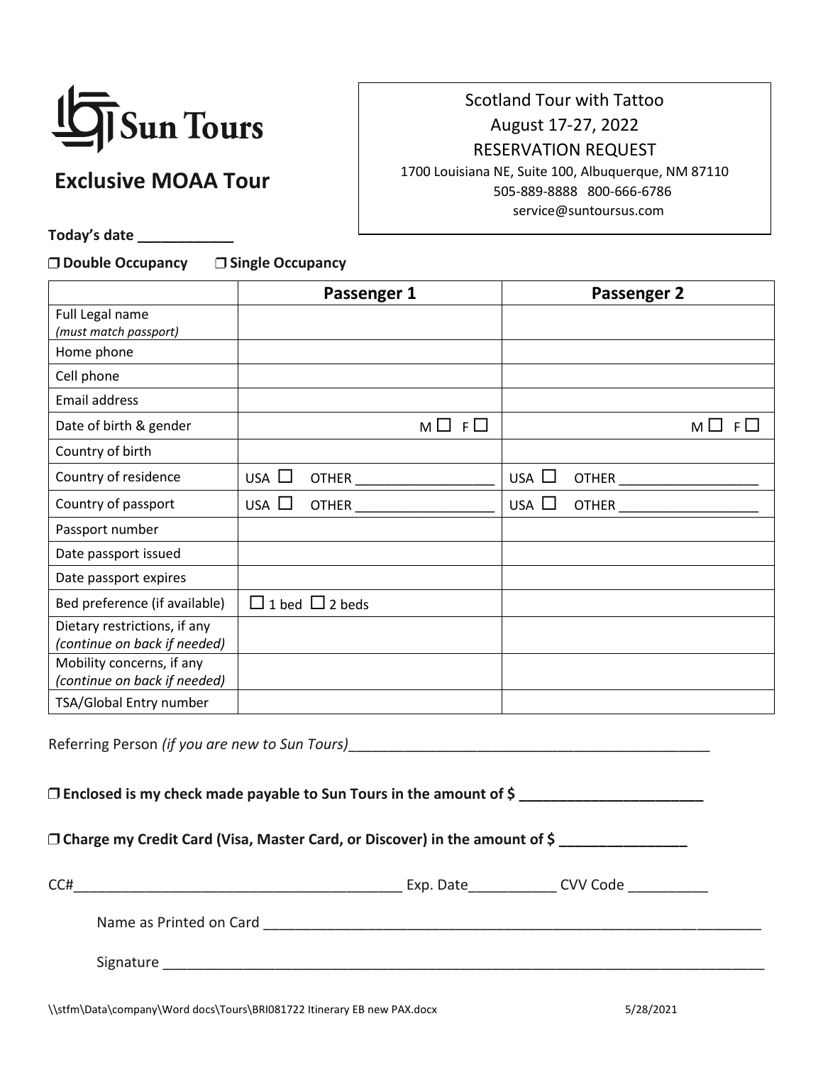Sun Tours

## Exclusive MOAA Tour

Scotland Tour with Tattoo
August 17-27, 2022
RESERVATION REQUEST
1700 Louisiana NE, Suite 100, Albuquerque, NM 87110
505-889-8888 800-666-6786
service@suntoursus.com

**Today's date ____________**

❒ **Double Occupancy** ❒ **Single Occupancy**

| | **Passenger 1** | **Passenger 2** |
|---|---|---|
| Full Legal name *(must match passport)* | | |
| Home phone | | |
| Cell phone | | |
| Email address | | |
| Date of birth & gender | M ☐ F ☐ | M ☐ F ☐ |
| Country of birth | | |
| Country of residence | USA ☐ OTHER ___________________ | USA ☐ OTHER ___________________ |
| Country of passport | USA ☐ OTHER ___________________ | USA ☐ OTHER ___________________ |
| Passport number | | |
| Date passport issued | | |
| Date passport expires | | |
| Bed preference (if available) | ☐ 1 bed ☐ 2 beds | |
| Dietary restrictions, if any *(continue on back if needed)* | | |
| Mobility concerns, if any *(continue on back if needed)* | | |
| TSA/Global Entry number | | |

Referring Person *(if you are new to Sun Tours)*_______________________________________________

❒ **Enclosed is my check made payable to Sun Tours in the amount of $ _______________________**

❒ **Charge my Credit Card (Visa, Master Card, or Discover) in the amount of $ ________________**

CC#__________________________________________ Exp. Date___________ CVV Code __________

Name as Printed on Card _________________________________________________________________

Signature _________________________________________________________________________________

\\stfm\Data\company\Word docs\Tours\BRI081722 Itinerary EB new PAX.docx 5/28/2021